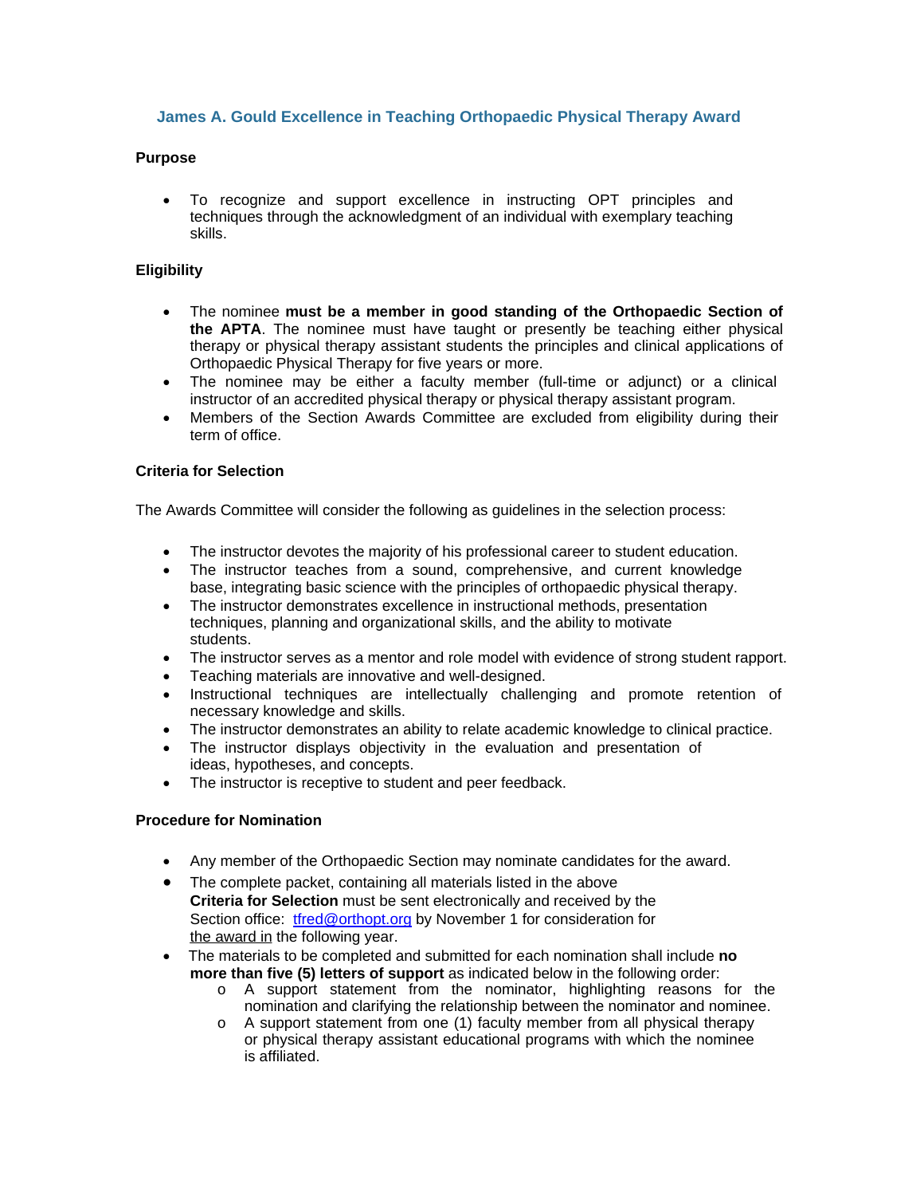# James A. Gould Excellence in Teaching Orthopaedic Physical Therapy Award

## Purpose

- To recognize and support excellence in instructing OPT principles and techniques through the acknowledgment of an individual with exemplary teaching skills.

## Eligibility

- The nominee **must be a member in good standing of the Orthopaedic Section of the APTA**. The nominee must have taught or presently be teaching either physical therapy or physical therapy assistant students the principles and clinical applications of Orthopaedic Physical Therapy for five years or more.
- The nominee may be either a faculty member (full-time or adjunct) or a clinical instructor of an accredited physical therapy or physical therapy assistant program.
- Members of the Section Awards Committee are excluded from eligibility during their term of office.

## Criteria for Selection

The Awards Committee will consider the following as guidelines in the selection process:

- The instructor devotes the majority of his professional career to student education.
- The instructor teaches from a sound, comprehensive, and current knowledge base, integrating basic science with the principles of orthopaedic physical therapy.
- The instructor demonstrates excellence in instructional methods, presentation techniques, planning and organizational skills, and the ability to motivate students.
- The instructor serves as a mentor and role model with evidence of strong student rapport.
- Teaching materials are innovative and well-designed.
- Instructional techniques are intellectually challenging and promote retention of necessary knowledge and skills.
- The instructor demonstrates an ability to relate academic knowledge to clinical practice.
- The instructor displays objectivity in the evaluation and presentation of ideas, hypotheses, and concepts.
- The instructor is receptive to student and peer feedback.

## Procedure for Nomination

- Any member of the Orthopaedic Section may nominate candidates for the award.
- The complete packet, containing all materials listed in the above **Criteria for Selection** must be sent electronically and received by the Section office: [tfred@orthopt.org](mailto:tfred@orthopt.org) by November 1 for consideration for the award in the following year.
- The materials to be completed and submitted for each nomination shall include **no more than five (5) letters of support** as indicated below in the following order:
  - A support statement from the nominator, highlighting reasons for the nomination and clarifying the relationship between the nominator and nominee.
  - A support statement from one (1) faculty member from all physical therapy or physical therapy assistant educational programs with which the nominee is affiliated.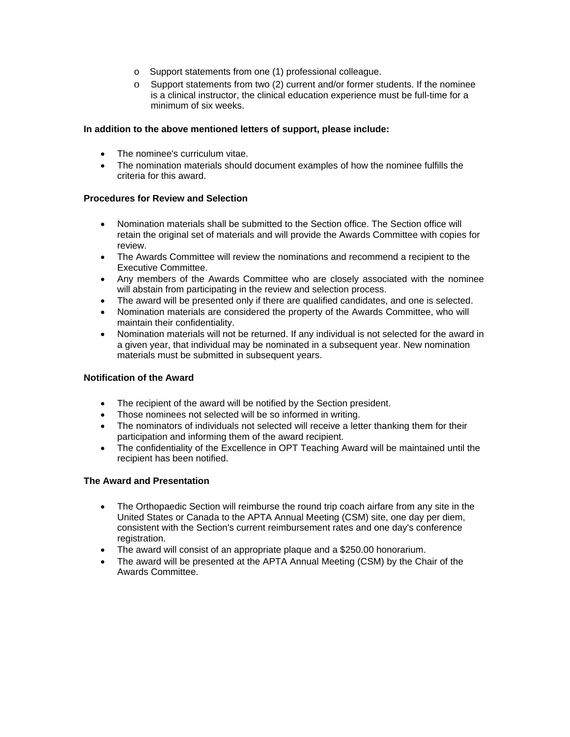- Support statements from one (1) professional colleague.
  - Support statements from two (2) current and/or former students. If the nominee is a clinical instructor, the clinical education experience must be full-time for a minimum of six weeks.

**In addition to the above mentioned letters of support, please include:**

- The nominee's curriculum vitae.
- The nomination materials should document examples of how the nominee fulfills the criteria for this award.

**Procedures for Review and Selection**

- Nomination materials shall be submitted to the Section office. The Section office will retain the original set of materials and will provide the Awards Committee with copies for review.
- The Awards Committee will review the nominations and recommend a recipient to the Executive Committee.
- Any members of the Awards Committee who are closely associated with the nominee will abstain from participating in the review and selection process.
- The award will be presented only if there are qualified candidates, and one is selected.
- Nomination materials are considered the property of the Awards Committee, who will maintain their confidentiality.
- Nomination materials will not be returned. If any individual is not selected for the award in a given year, that individual may be nominated in a subsequent year. New nomination materials must be submitted in subsequent years.

**Notification of the Award**

- The recipient of the award will be notified by the Section president.
- Those nominees not selected will be so informed in writing.
- The nominators of individuals not selected will receive a letter thanking them for their participation and informing them of the award recipient.
- The confidentiality of the Excellence in OPT Teaching Award will be maintained until the recipient has been notified.

**The Award and Presentation**

- The Orthopaedic Section will reimburse the round trip coach airfare from any site in the United States or Canada to the APTA Annual Meeting (CSM) site, one day per diem, consistent with the Section's current reimbursement rates and one day's conference registration.
- The award will consist of an appropriate plaque and a $250.00 honorarium.
- The award will be presented at the APTA Annual Meeting (CSM) by the Chair of the Awards Committee.